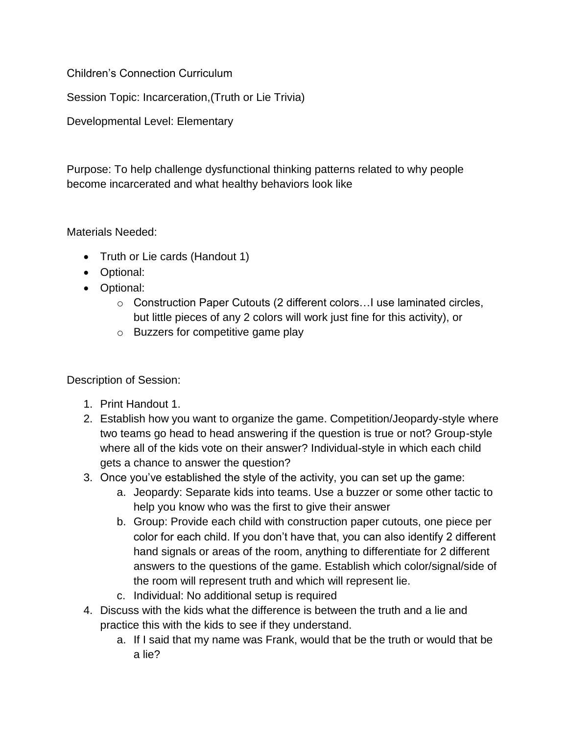Children's Connection Curriculum

Session Topic: Incarceration,(Truth or Lie Trivia)

Developmental Level: Elementary

Purpose: To help challenge dysfunctional thinking patterns related to why people become incarcerated and what healthy behaviors look like

Materials Needed:

- Truth or Lie cards (Handout 1)
- Optional:
- Optional:
  - Construction Paper Cutouts (2 different colors…I use laminated circles, but little pieces of any 2 colors will work just fine for this activity), or
  - Buzzers for competitive game play

Description of Session:

1. Print Handout 1.
2. Establish how you want to organize the game. Competition/Jeopardy-style where two teams go head to head answering if the question is true or not? Group-style where all of the kids vote on their answer? Individual-style in which each child gets a chance to answer the question?
3. Once you've established the style of the activity, you can set up the game:
   a. Jeopardy: Separate kids into teams. Use a buzzer or some other tactic to help you know who was the first to give their answer
   b. Group: Provide each child with construction paper cutouts, one piece per color for each child. If you don't have that, you can also identify 2 different hand signals or areas of the room, anything to differentiate for 2 different answers to the questions of the game. Establish which color/signal/side of the room will represent truth and which will represent lie.
   c. Individual: No additional setup is required
4. Discuss with the kids what the difference is between the truth and a lie and practice this with the kids to see if they understand.
   a. If I said that my name was Frank, would that be the truth or would that be a lie?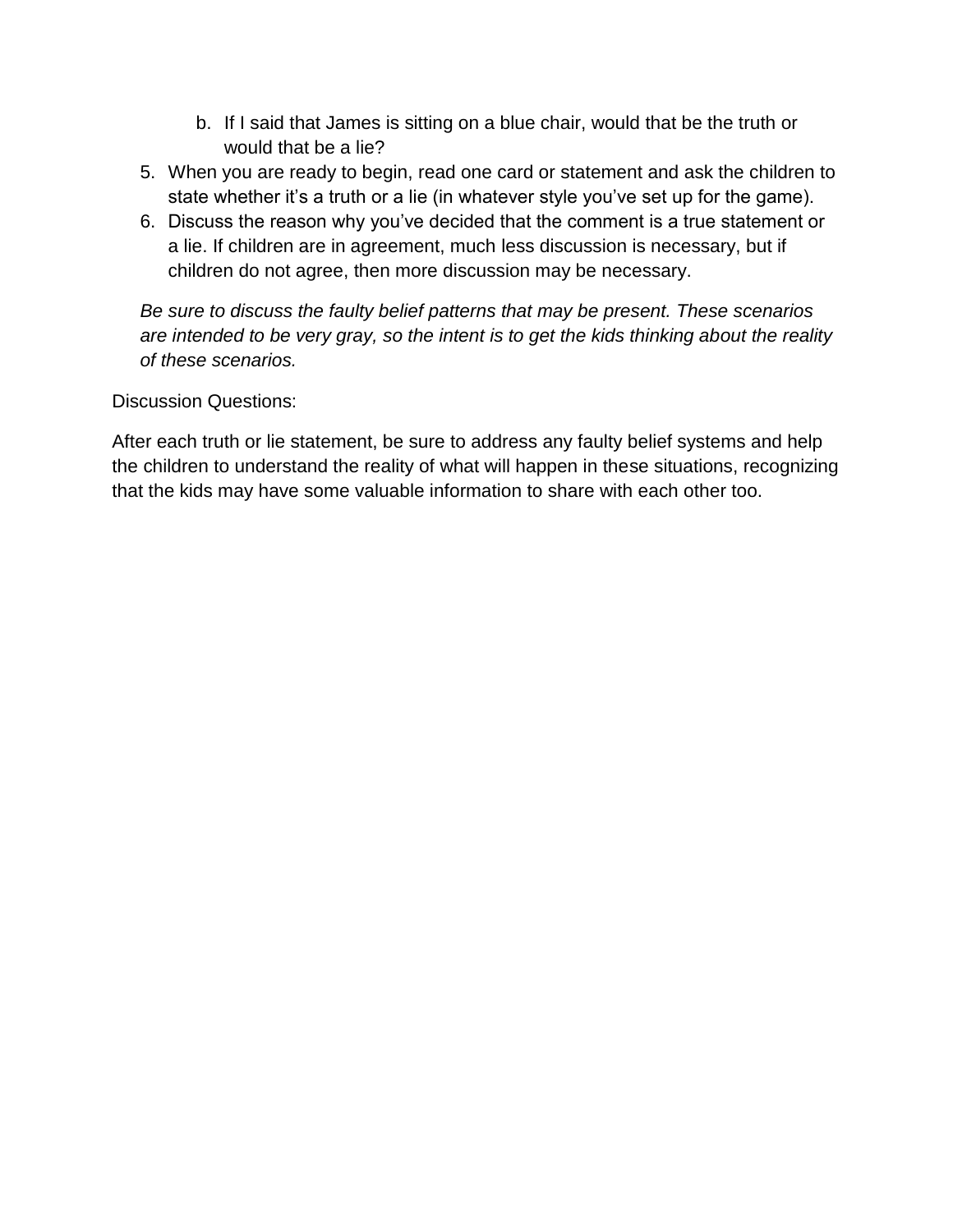b. If I said that James is sitting on a blue chair, would that be the truth or would that be a lie?

5. When you are ready to begin, read one card or statement and ask the children to state whether it's a truth or a lie (in whatever style you've set up for the game).
6. Discuss the reason why you've decided that the comment is a true statement or a lie. If children are in agreement, much less discussion is necessary, but if children do not agree, then more discussion may be necessary.

*Be sure to discuss the faulty belief patterns that may be present. These scenarios are intended to be very gray, so the intent is to get the kids thinking about the reality of these scenarios.*

Discussion Questions:

After each truth or lie statement, be sure to address any faulty belief systems and help the children to understand the reality of what will happen in these situations, recognizing that the kids may have some valuable information to share with each other too.